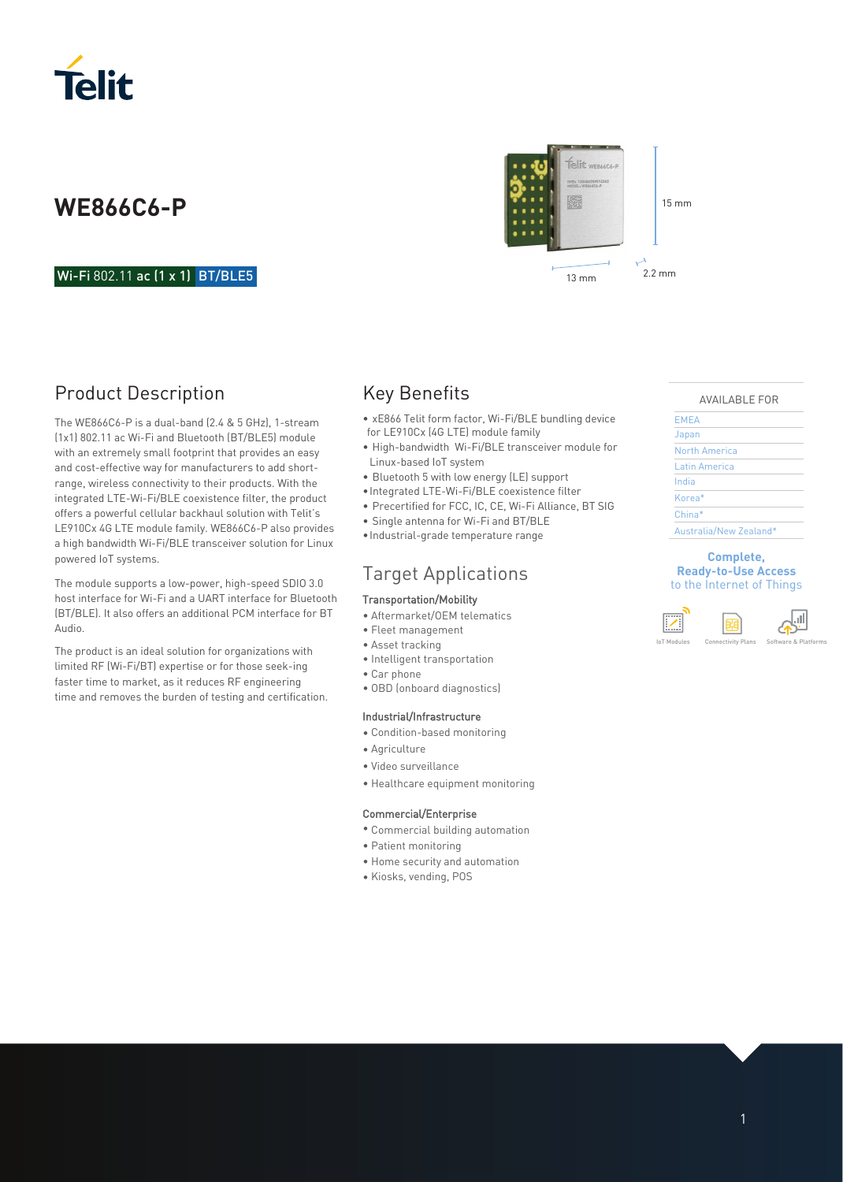# WE866C6-P

**Wi-Fi** 802.11 **ac (1 x 1)** **BT/BLE5**

15 mm

13 mm

2.2 mm

## Product Description

The WE866C6-P is a dual-band (2.4 & 5 GHz), 1-stream (1x1) 802.11 ac Wi-Fi and Bluetooth (BT/BLE5) module with an extremely small footprint that provides an easy and cost-effective way for manufacturers to add short-range, wireless connectivity to their products. With the integrated LTE-Wi-Fi/BLE coexistence filter, the product offers a powerful cellular backhaul solution with Telit's LE910Cx 4G LTE module family. WE866C6-P also provides a high bandwidth Wi-Fi/BLE transceiver solution for Linux powered IoT systems.

The module supports a low-power, high-speed SDIO 3.0 host interface for Wi-Fi and a UART interface for Bluetooth (BT/BLE). It also offers an additional PCM interface for BT Audio.

The product is an ideal solution for organizations with limited RF (Wi-Fi/BT) expertise or for those seek-ing faster time to market, as it reduces RF engineering time and removes the burden of testing and certification.

## Key Benefits

- xE866 Telit form factor, Wi-Fi/BLE bundling device for LE910Cx (4G LTE) module family
- High-bandwidth Wi-Fi/BLE transceiver module for Linux-based IoT system
- Bluetooth 5 with low energy (LE) support
- Integrated LTE-Wi-Fi/BLE coexistence filter
- Precertified for FCC, IC, CE, Wi-Fi Alliance, BT SIG
- Single antenna for Wi-Fi and BT/BLE
- Industrial-grade temperature range

## Target Applications

### Transportation/Mobility

- Aftermarket/OEM telematics
- Fleet management
- Asset tracking
- Intelligent transportation
- Car phone
- OBD (onboard diagnostics)

### Industrial/Infrastructure

- Condition-based monitoring
- Agriculture
- Video surveillance
- Healthcare equipment monitoring

### Commercial/Enterprise

- Commercial building automation
- Patient monitoring
- Home security and automation
- Kiosks, vending, POS

| AVAILABLE FOR |
| --- |
| EMEA |
| Japan |
| North America |
| Latin America |
| India |
| Korea* |
| China* |
| Australia/New Zealand* |

**Complete, Ready-to-Use Access**
to the Internet of Things

IoT Modules | Connectivity Plans | Software & Platforms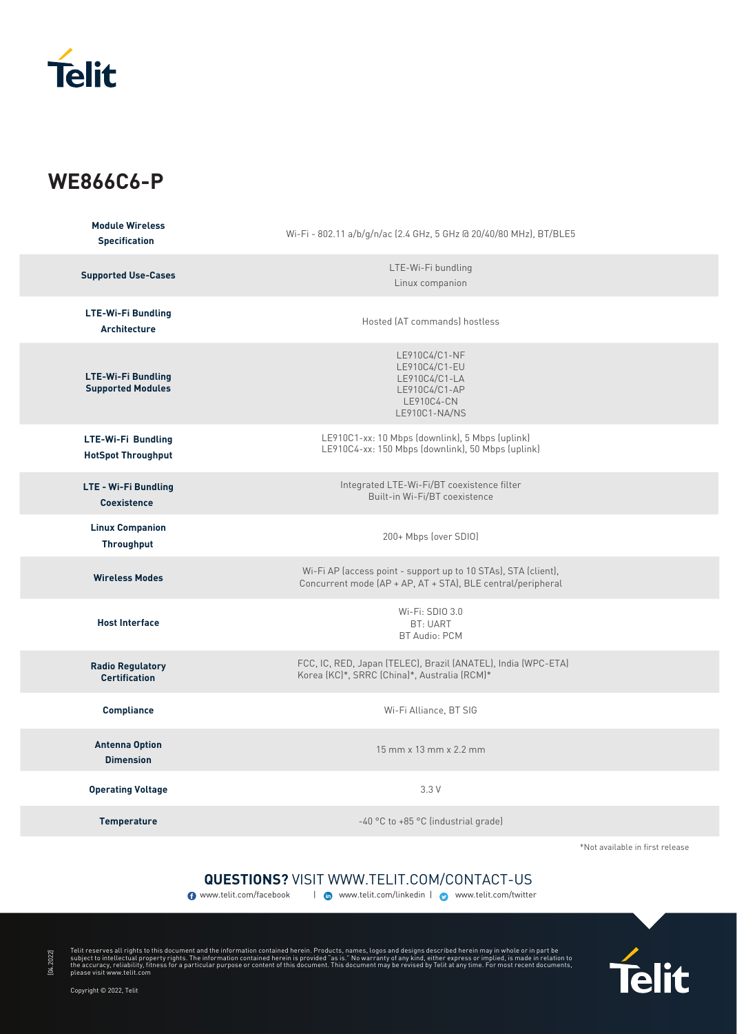## WE866C6-P

| | |
|---|---|
| **Module Wireless Specification** | Wi-Fi - 802.11 a/b/g/n/ac (2.4 GHz, 5 GHz @ 20/40/80 MHz), BT/BLE5 |
| **Supported Use-Cases** | LTE-Wi-Fi bundling<br>Linux companion |
| **LTE-Wi-Fi Bundling Architecture** | Hosted (AT commands) hostless |
| **LTE-Wi-Fi Bundling Supported Modules** | LE910C4/C1-NF<br>LE910C4/C1-EU<br>LE910C4/C1-LA<br>LE910C4/C1-AP<br>LE910C4-CN<br>LE910C1-NA/NS |
| **LTE-Wi-Fi Bundling HotSpot Throughput** | LE910C1-xx: 10 Mbps (downlink), 5 Mbps (uplink)<br>LE910C4-xx: 150 Mbps (downlink), 50 Mbps (uplink) |
| **LTE - Wi-Fi Bundling Coexistence** | Integrated LTE-Wi-Fi/BT coexistence filter<br>Built-in Wi-Fi/BT coexistence |
| **Linux Companion Throughput** | 200+ Mbps (over SDIO) |
| **Wireless Modes** | Wi-Fi AP (access point - support up to 10 STAs), STA (client), Concurrent mode (AP + AP, AT + STA), BLE central/peripheral |
| **Host Interface** | Wi-Fi: SDIO 3.0<br>BT: UART<br>BT Audio: PCM |
| **Radio Regulatory Certification** | FCC, IC, RED, Japan (TELEC), Brazil (ANATEL), India (WPC-ETA)<br>Korea (KC)*, SRRC (China)*, Australia (RCM)* |
| **Compliance** | Wi-Fi Alliance, BT SIG |
| **Antenna Option Dimension** | 15 mm x 13 mm x 2.2 mm |
| **Operating Voltage** | 3.3 V |
| **Temperature** | -40 °C to +85 °C (industrial grade) |

*Not available in first release

**QUESTIONS?** VISIT WWW.TELIT.COM/CONTACT-US

www.telit.com/facebook | www.telit.com/linkedin | www.telit.com/twitter

Telit reserves all rights to this document and the information contained herein. Products, names, logos and designs described herein may in whole or in part be subject to intellectual property rights. The information contained herein is provided "as is." No warranty of any kind, either express or implied, is made in relation to the accuracy, reliability, fitness for a particular purpose or content of this document. This document may be revised by Telit at any time. For most recent documents, please visit www.telit.com

Copyright © 2022, Telit

[04.2022]